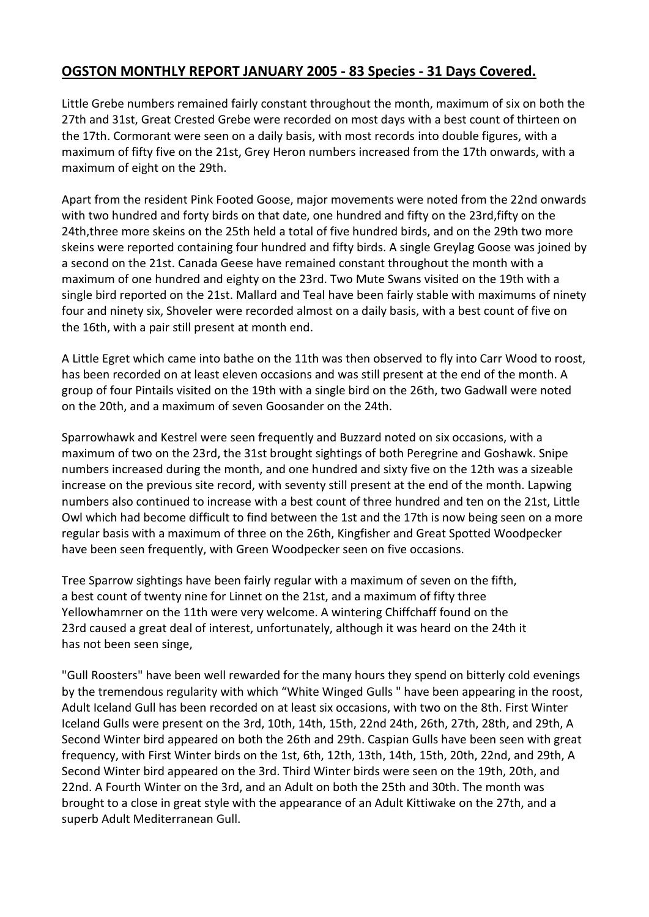# OGSTON MONTHLY REPORT JANUARY 2005 - 83 Species - 31 Days Covered.

Little Grebe numbers remained fairly constant throughout the month, maximum of six on both the 27th and 31st, Great Crested Grebe were recorded on most days with a best count of thirteen on the 17th. Cormorant were seen on a daily basis, with most records into double figures, with a maximum of fifty five on the 21st, Grey Heron numbers increased from the 17th onwards, with a maximum of eight on the 29th.

Apart from the resident Pink Footed Goose, major movements were noted from the 22nd onwards with two hundred and forty birds on that date, one hundred and fifty on the 23rd,fifty on the 24th,three more skeins on the 25th held a total of five hundred birds, and on the 29th two more skeins were reported containing four hundred and fifty birds. A single Greylag Goose was joined by a second on the 21st. Canada Geese have remained constant throughout the month with a maximum of one hundred and eighty on the 23rd. Two Mute Swans visited on the 19th with a single bird reported on the 21st. Mallard and Teal have been fairly stable with maximums of ninety four and ninety six, Shoveler were recorded almost on a daily basis, with a best count of five on the 16th, with a pair still present at month end.

A Little Egret which came into bathe on the 11th was then observed to fly into Carr Wood to roost, has been recorded on at least eleven occasions and was still present at the end of the month. A group of four Pintails visited on the 19th with a single bird on the 26th, two Gadwall were noted on the 20th, and a maximum of seven Goosander on the 24th.

Sparrowhawk and Kestrel were seen frequently and Buzzard noted on six occasions, with a maximum of two on the 23rd, the 31st brought sightings of both Peregrine and Goshawk. Snipe numbers increased during the month, and one hundred and sixty five on the 12th was a sizeable increase on the previous site record, with seventy still present at the end of the month. Lapwing numbers also continued to increase with a best count of three hundred and ten on the 21st, Little Owl which had become difficult to find between the 1st and the 17th is now being seen on a more regular basis with a maximum of three on the 26th, Kingfisher and Great Spotted Woodpecker have been seen frequently, with Green Woodpecker seen on five occasions.

Tree Sparrow sightings have been fairly regular with a maximum of seven on the fifth, a best count of twenty nine for Linnet on the 21st, and a maximum of fifty three Yellowhamrner on the 11th were very welcome. A wintering Chiffchaff found on the 23rd caused a great deal of interest, unfortunately, although it was heard on the 24th it has not been seen singe,

"Gull Roosters" have been well rewarded for the many hours they spend on bitterly cold evenings by the tremendous regularity with which "White Winged Gulls " have been appearing in the roost, Adult Iceland Gull has been recorded on at least six occasions, with two on the 8th. First Winter Iceland Gulls were present on the 3rd, 10th, 14th, 15th, 22nd 24th, 26th, 27th, 28th, and 29th, A Second Winter bird appeared on both the 26th and 29th. Caspian Gulls have been seen with great frequency, with First Winter birds on the 1st, 6th, 12th, 13th, 14th, 15th, 20th, 22nd, and 29th, A Second Winter bird appeared on the 3rd. Third Winter birds were seen on the 19th, 20th, and 22nd. A Fourth Winter on the 3rd, and an Adult on both the 25th and 30th. The month was brought to a close in great style with the appearance of an Adult Kittiwake on the 27th, and a superb Adult Mediterranean Gull.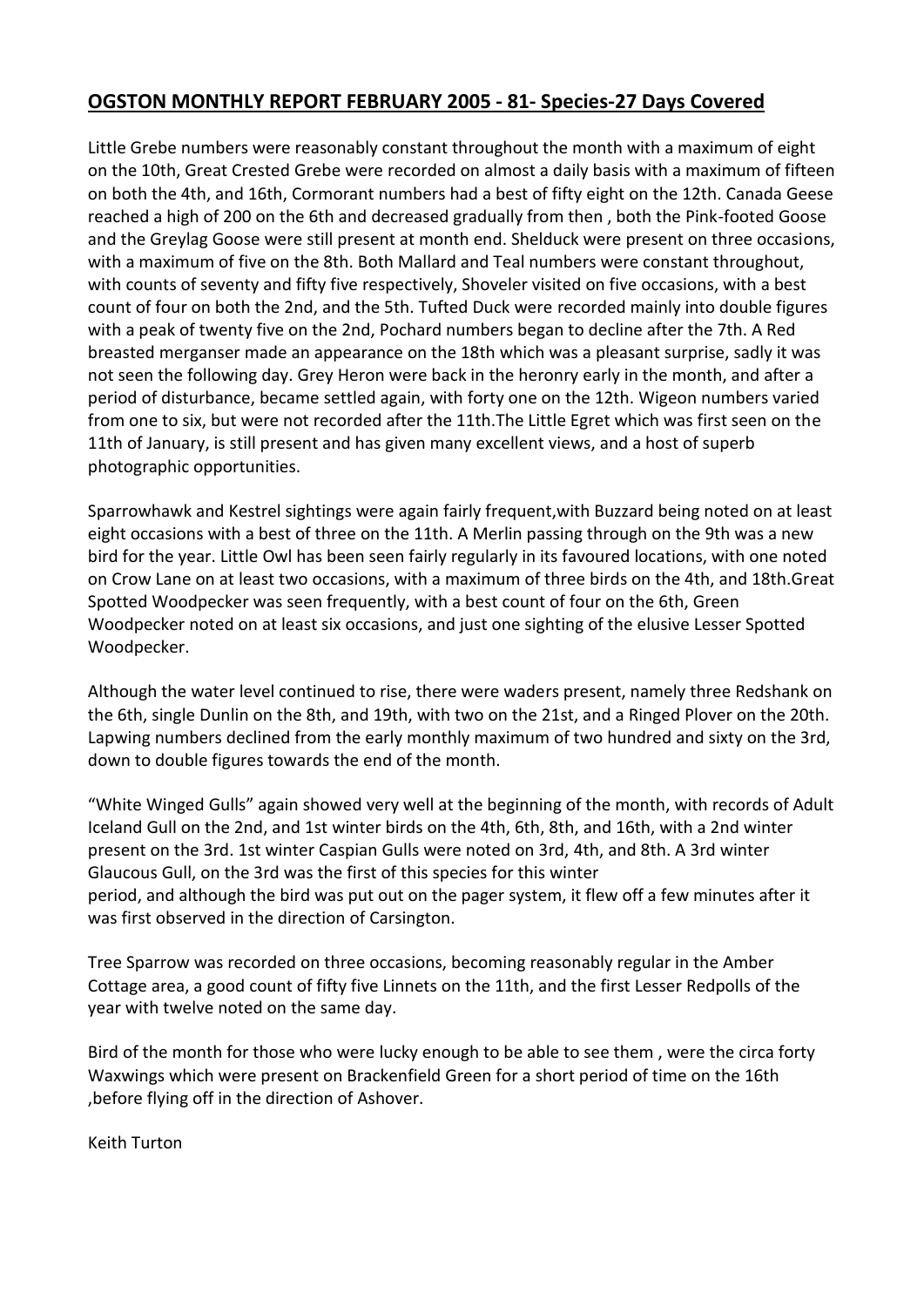## **OGSTON MONTHLY REPORT FEBRUARY 2005 - 81- Species-27 Days Covered**

Little Grebe numbers were reasonably constant throughout the month with a maximum of eight on the 10th, Great Crested Grebe were recorded on almost a daily basis with a maximum of fifteen on both the 4th, and 16th, Cormorant numbers had a best of fifty eight on the 12th. Canada Geese reached a high of 200 on the 6th and decreased gradually from then , both the Pink-footed Goose and the Greylag Goose were still present at month end. Shelduck were present on three occasions, with a maximum of five on the 8th. Both Mallard and Teal numbers were constant throughout, with counts of seventy and fifty five respectively, Shoveler visited on five occasions, with a best count of four on both the 2nd, and the 5th. Tufted Duck were recorded mainly into double figures with a peak of twenty five on the 2nd, Pochard numbers began to decline after the 7th. A Red breasted merganser made an appearance on the 18th which was a pleasant surprise, sadly it was not seen the following day. Grey Heron were back in the heronry early in the month, and after a period of disturbance, became settled again, with forty one on the 12th. Wigeon numbers varied from one to six, but were not recorded after the 11th.The Little Egret which was first seen on the 11th of January, is still present and has given many excellent views, and a host of superb photographic opportunities.

Sparrowhawk and Kestrel sightings were again fairly frequent,with Buzzard being noted on at least eight occasions with a best of three on the 11th. A Merlin passing through on the 9th was a new bird for the year. Little Owl has been seen fairly regularly in its favoured locations, with one noted on Crow Lane on at least two occasions, with a maximum of three birds on the 4th, and 18th.Great Spotted Woodpecker was seen frequently, with a best count of four on the 6th, Green Woodpecker noted on at least six occasions, and just one sighting of the elusive Lesser Spotted Woodpecker.

Although the water level continued to rise, there were waders present, namely three Redshank on the 6th, single Dunlin on the 8th, and 19th, with two on the 21st, and a Ringed Plover on the 20th. Lapwing numbers declined from the early monthly maximum of two hundred and sixty on the 3rd, down to double figures towards the end of the month.

"White Winged Gulls" again showed very well at the beginning of the month, with records of Adult Iceland Gull on the 2nd, and 1st winter birds on the 4th, 6th, 8th, and 16th, with a 2nd winter present on the 3rd. 1st winter Caspian Gulls were noted on 3rd, 4th, and 8th. A 3rd winter Glaucous Gull, on the 3rd was the first of this species for this winter period, and although the bird was put out on the pager system, it flew off a few minutes after it was first observed in the direction of Carsington.

Tree Sparrow was recorded on three occasions, becoming reasonably regular in the Amber Cottage area, a good count of fifty five Linnets on the 11th, and the first Lesser Redpolls of the year with twelve noted on the same day.

Bird of the month for those who were lucky enough to be able to see them , were the circa forty Waxwings which were present on Brackenfield Green for a short period of time on the 16th ,before flying off in the direction of Ashover.

Keith Turton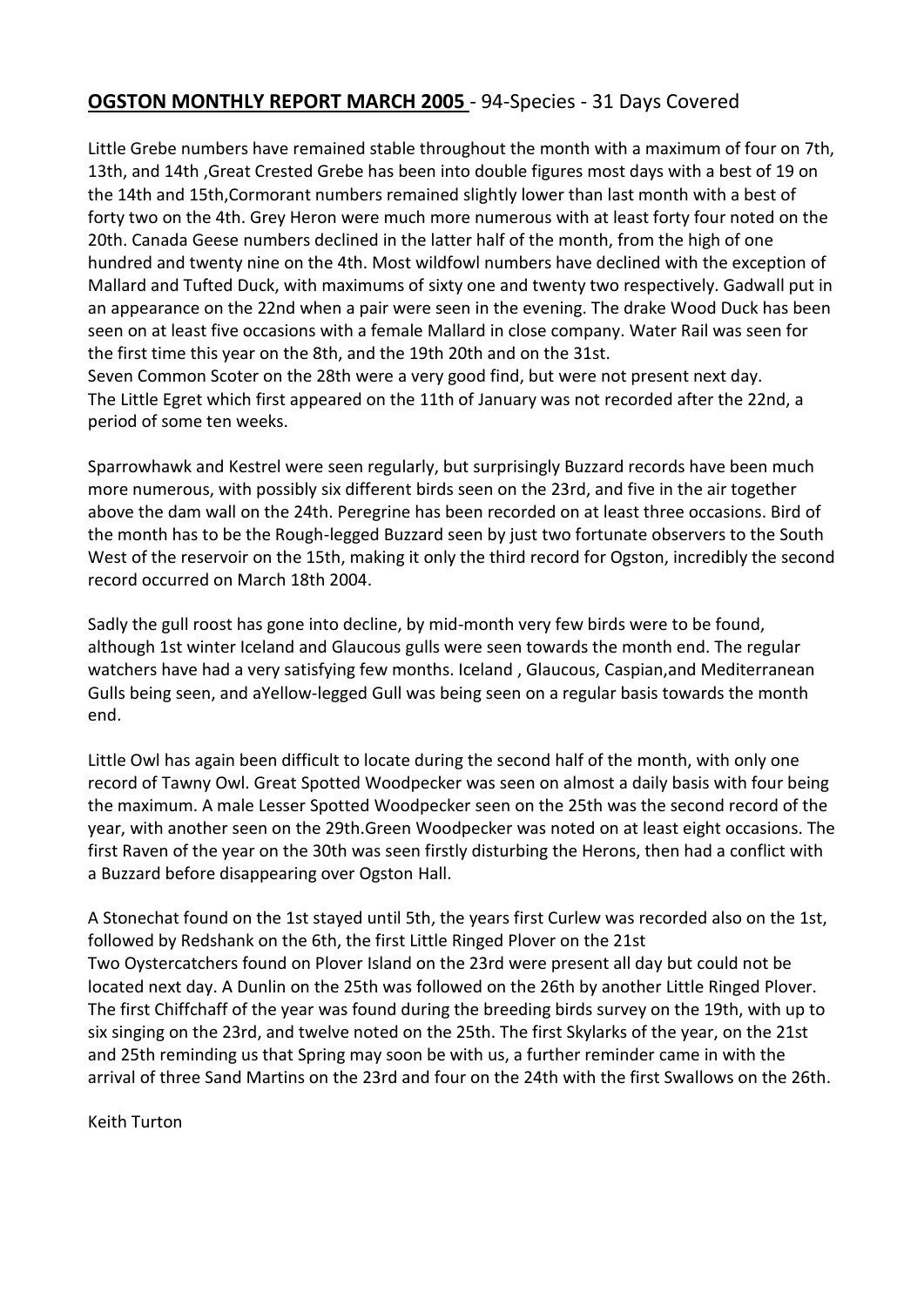# **OGSTON MONTHLY REPORT MARCH 2005** - 94-Species - 31 Days Covered

Little Grebe numbers have remained stable throughout the month with a maximum of four on 7th, 13th, and 14th ,Great Crested Grebe has been into double figures most days with a best of 19 on the 14th and 15th,Cormorant numbers remained slightly lower than last month with a best of forty two on the 4th. Grey Heron were much more numerous with at least forty four noted on the 20th. Canada Geese numbers declined in the latter half of the month, from the high of one hundred and twenty nine on the 4th. Most wildfowl numbers have declined with the exception of Mallard and Tufted Duck, with maximums of sixty one and twenty two respectively. Gadwall put in an appearance on the 22nd when a pair were seen in the evening. The drake Wood Duck has been seen on at least five occasions with a female Mallard in close company. Water Rail was seen for the first time this year on the 8th, and the 19th 20th and on the 31st.
Seven Common Scoter on the 28th were a very good find, but were not present next day.
The Little Egret which first appeared on the 11th of January was not recorded after the 22nd, a period of some ten weeks.

Sparrowhawk and Kestrel were seen regularly, but surprisingly Buzzard records have been much more numerous, with possibly six different birds seen on the 23rd, and five in the air together above the dam wall on the 24th. Peregrine has been recorded on at least three occasions. Bird of the month has to be the Rough-legged Buzzard seen by just two fortunate observers to the South West of the reservoir on the 15th, making it only the third record for Ogston, incredibly the second record occurred on March 18th 2004.

Sadly the gull roost has gone into decline, by mid-month very few birds were to be found, although 1st winter Iceland and Glaucous gulls were seen towards the month end. The regular watchers have had a very satisfying few months. Iceland , Glaucous, Caspian,and Mediterranean Gulls being seen, and aYellow-legged Gull was being seen on a regular basis towards the month end.

Little Owl has again been difficult to locate during the second half of the month, with only one record of Tawny Owl. Great Spotted Woodpecker was seen on almost a daily basis with four being the maximum. A male Lesser Spotted Woodpecker seen on the 25th was the second record of the year, with another seen on the 29th.Green Woodpecker was noted on at least eight occasions. The first Raven of the year on the 30th was seen firstly disturbing the Herons, then had a conflict with a Buzzard before disappearing over Ogston Hall.

A Stonechat found on the 1st stayed until 5th, the years first Curlew was recorded also on the 1st, followed by Redshank on the 6th, the first Little Ringed Plover on the 21st
Two Oystercatchers found on Plover Island on the 23rd were present all day but could not be located next day. A Dunlin on the 25th was followed on the 26th by another Little Ringed Plover. The first Chiffchaff of the year was found during the breeding birds survey on the 19th, with up to six singing on the 23rd, and twelve noted on the 25th. The first Skylarks of the year, on the 21st and 25th reminding us that Spring may soon be with us, a further reminder came in with the arrival of three Sand Martins on the 23rd and four on the 24th with the first Swallows on the 26th.

Keith Turton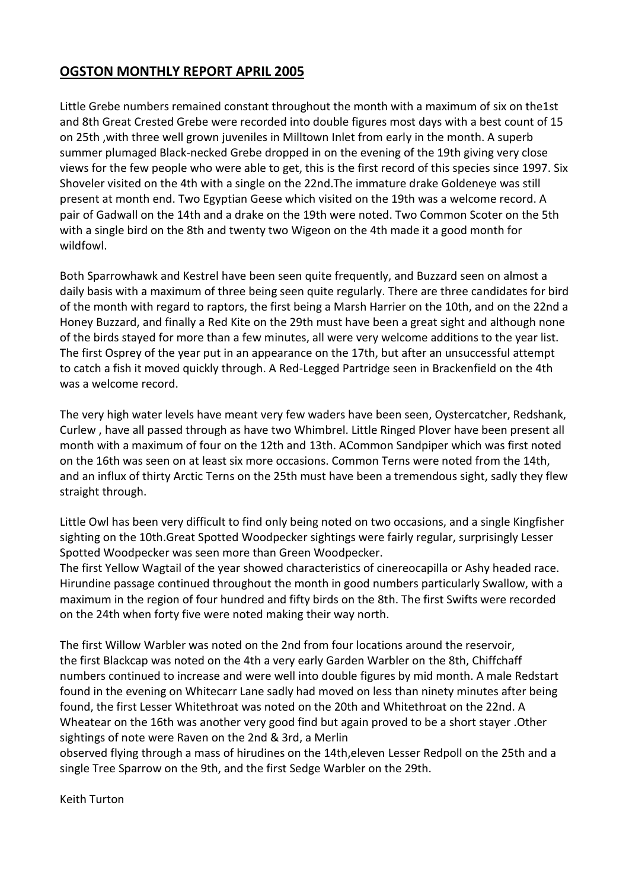## OGSTON MONTHLY REPORT APRIL 2005

Little Grebe numbers remained constant throughout the month with a maximum of six on the1st and 8th Great Crested Grebe were recorded into double figures most days with a best count of 15 on 25th ,with three well grown juveniles in Milltown Inlet from early in the month. A superb summer plumaged Black-necked Grebe dropped in on the evening of the 19th giving very close views for the few people who were able to get, this is the first record of this species since 1997. Six Shoveler visited on the 4th with a single on the 22nd.The immature drake Goldeneye was still present at month end. Two Egyptian Geese which visited on the 19th was a welcome record. A pair of Gadwall on the 14th and a drake on the 19th were noted. Two Common Scoter on the 5th with a single bird on the 8th and twenty two Wigeon on the 4th made it a good month for wildfowl.

Both Sparrowhawk and Kestrel have been seen quite frequently, and Buzzard seen on almost a daily basis with a maximum of three being seen quite regularly. There are three candidates for bird of the month with regard to raptors, the first being a Marsh Harrier on the 10th, and on the 22nd a Honey Buzzard, and finally a Red Kite on the 29th must have been a great sight and although none of the birds stayed for more than a few minutes, all were very welcome additions to the year list. The first Osprey of the year put in an appearance on the 17th, but after an unsuccessful attempt to catch a fish it moved quickly through. A Red-Legged Partridge seen in Brackenfield on the 4th was a welcome record.

The very high water levels have meant very few waders have been seen, Oystercatcher, Redshank, Curlew , have all passed through as have two Whimbrel. Little Ringed Plover have been present all month with a maximum of four on the 12th and 13th. ACommon Sandpiper which was first noted on the 16th was seen on at least six more occasions. Common Terns were noted from the 14th, and an influx of thirty Arctic Terns on the 25th must have been a tremendous sight, sadly they flew straight through.

Little Owl has been very difficult to find only being noted on two occasions, and a single Kingfisher sighting on the 10th.Great Spotted Woodpecker sightings were fairly regular, surprisingly Lesser Spotted Woodpecker was seen more than Green Woodpecker.
The first Yellow Wagtail of the year showed characteristics of cinereocapilla or Ashy headed race. Hirundine passage continued throughout the month in good numbers particularly Swallow, with a maximum in the region of four hundred and fifty birds on the 8th. The first Swifts were recorded on the 24th when forty five were noted making their way north.

The first Willow Warbler was noted on the 2nd from four locations around the reservoir, the first Blackcap was noted on the 4th a very early Garden Warbler on the 8th, Chiffchaff numbers continued to increase and were well into double figures by mid month. A male Redstart found in the evening on Whitecarr Lane sadly had moved on less than ninety minutes after being found, the first Lesser Whitethroat was noted on the 20th and Whitethroat on the 22nd. A Wheatear on the 16th was another very good find but again proved to be a short stayer .Other sightings of note were Raven on the 2nd & 3rd, a Merlin
observed flying through a mass of hirudines on the 14th,eleven Lesser Redpoll on the 25th and a single Tree Sparrow on the 9th, and the first Sedge Warbler on the 29th.

Keith Turton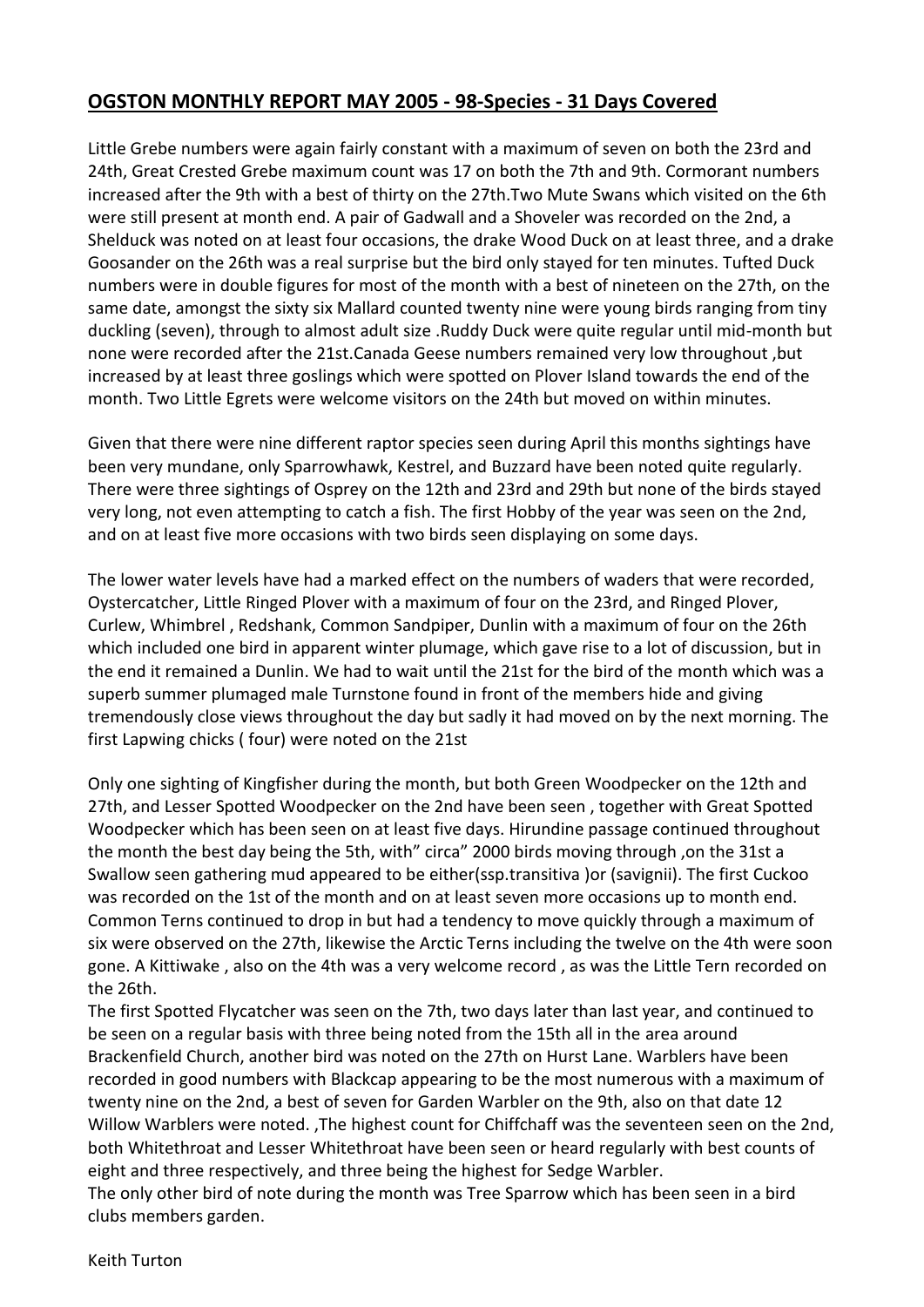## **OGSTON MONTHLY REPORT MAY 2005 - 98-Species - 31 Days Covered**

Little Grebe numbers were again fairly constant with a maximum of seven on both the 23rd and 24th, Great Crested Grebe maximum count was 17 on both the 7th and 9th. Cormorant numbers increased after the 9th with a best of thirty on the 27th.Two Mute Swans which visited on the 6th were still present at month end. A pair of Gadwall and a Shoveler was recorded on the 2nd, a Shelduck was noted on at least four occasions, the drake Wood Duck on at least three, and a drake Goosander on the 26th was a real surprise but the bird only stayed for ten minutes. Tufted Duck numbers were in double figures for most of the month with a best of nineteen on the 27th, on the same date, amongst the sixty six Mallard counted twenty nine were young birds ranging from tiny duckling (seven), through to almost adult size .Ruddy Duck were quite regular until mid-month but none were recorded after the 21st.Canada Geese numbers remained very low throughout ,but increased by at least three goslings which were spotted on Plover Island towards the end of the month. Two Little Egrets were welcome visitors on the 24th but moved on within minutes.

Given that there were nine different raptor species seen during April this months sightings have been very mundane, only Sparrowhawk, Kestrel, and Buzzard have been noted quite regularly. There were three sightings of Osprey on the 12th and 23rd and 29th but none of the birds stayed very long, not even attempting to catch a fish. The first Hobby of the year was seen on the 2nd, and on at least five more occasions with two birds seen displaying on some days.

The lower water levels have had a marked effect on the numbers of waders that were recorded, Oystercatcher, Little Ringed Plover with a maximum of four on the 23rd, and Ringed Plover, Curlew, Whimbrel , Redshank, Common Sandpiper, Dunlin with a maximum of four on the 26th which included one bird in apparent winter plumage, which gave rise to a lot of discussion, but in the end it remained a Dunlin. We had to wait until the 21st for the bird of the month which was a superb summer plumaged male Turnstone found in front of the members hide and giving tremendously close views throughout the day but sadly it had moved on by the next morning. The first Lapwing chicks ( four) were noted on the 21st

Only one sighting of Kingfisher during the month, but both Green Woodpecker on the 12th and 27th, and Lesser Spotted Woodpecker on the 2nd have been seen , together with Great Spotted Woodpecker which has been seen on at least five days. Hirundine passage continued throughout the month the best day being the 5th, with" circa" 2000 birds moving through ,on the 31st a Swallow seen gathering mud appeared to be either(ssp.transitiva )or (savignii). The first Cuckoo was recorded on the 1st of the month and on at least seven more occasions up to month end. Common Terns continued to drop in but had a tendency to move quickly through a maximum of six were observed on the 27th, likewise the Arctic Terns including the twelve on the 4th were soon gone. A Kittiwake , also on the 4th was a very welcome record , as was the Little Tern recorded on the 26th.

The first Spotted Flycatcher was seen on the 7th, two days later than last year, and continued to be seen on a regular basis with three being noted from the 15th all in the area around Brackenfield Church, another bird was noted on the 27th on Hurst Lane. Warblers have been recorded in good numbers with Blackcap appearing to be the most numerous with a maximum of twenty nine on the 2nd, a best of seven for Garden Warbler on the 9th, also on that date 12 Willow Warblers were noted. ,The highest count for Chiffchaff was the seventeen seen on the 2nd, both Whitethroat and Lesser Whitethroat have been seen or heard regularly with best counts of eight and three respectively, and three being the highest for Sedge Warbler.

The only other bird of note during the month was Tree Sparrow which has been seen in a bird clubs members garden.

Keith Turton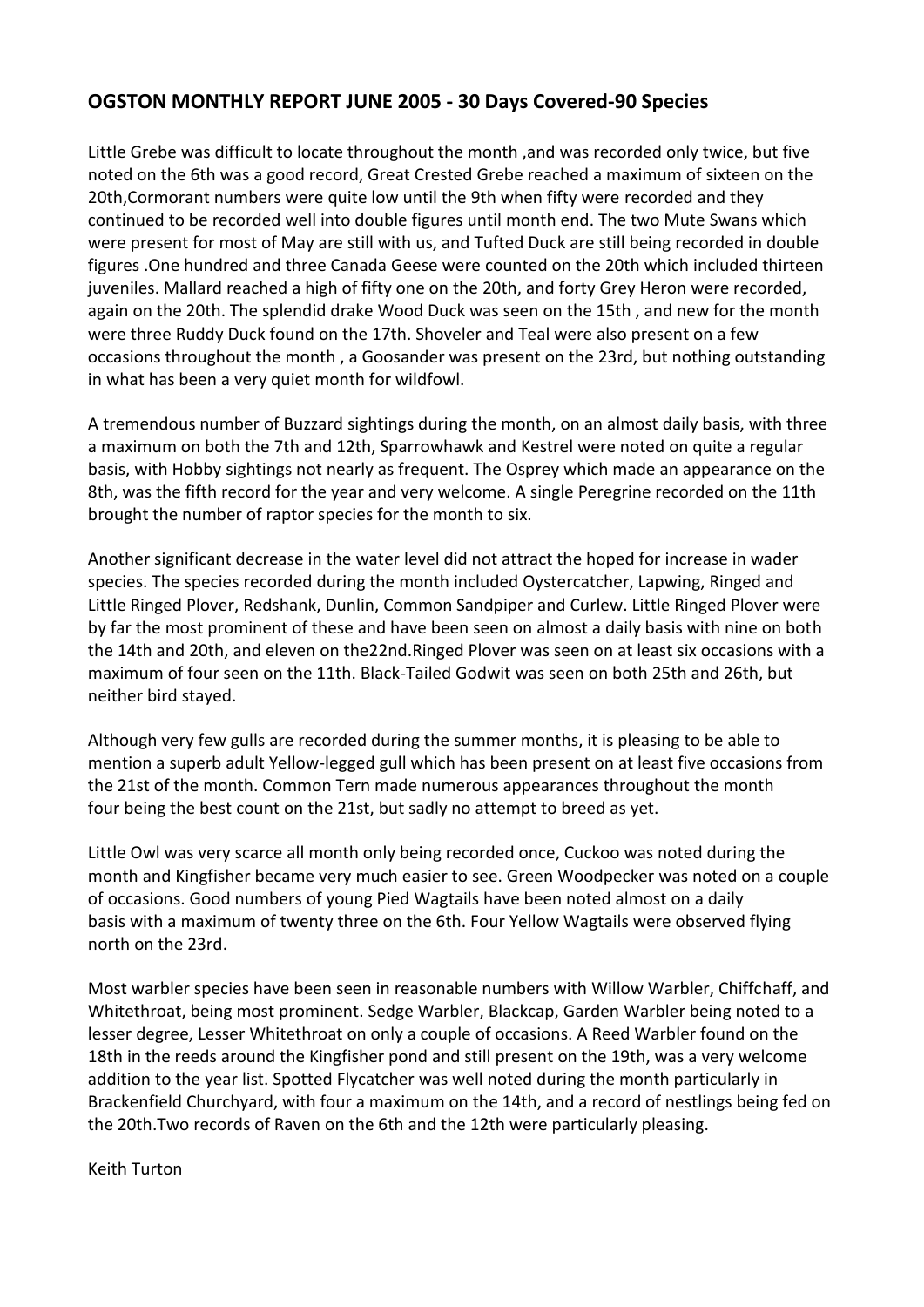## **OGSTON MONTHLY REPORT JUNE 2005 - 30 Days Covered-90 Species**

Little Grebe was difficult to locate throughout the month ,and was recorded only twice, but five noted on the 6th was a good record, Great Crested Grebe reached a maximum of sixteen on the 20th,Cormorant numbers were quite low until the 9th when fifty were recorded and they continued to be recorded well into double figures until month end. The two Mute Swans which were present for most of May are still with us, and Tufted Duck are still being recorded in double figures .One hundred and three Canada Geese were counted on the 20th which included thirteen juveniles. Mallard reached a high of fifty one on the 20th, and forty Grey Heron were recorded, again on the 20th. The splendid drake Wood Duck was seen on the 15th , and new for the month were three Ruddy Duck found on the 17th. Shoveler and Teal were also present on a few occasions throughout the month , a Goosander was present on the 23rd, but nothing outstanding in what has been a very quiet month for wildfowl.

A tremendous number of Buzzard sightings during the month, on an almost daily basis, with three a maximum on both the 7th and 12th, Sparrowhawk and Kestrel were noted on quite a regular basis, with Hobby sightings not nearly as frequent. The Osprey which made an appearance on the 8th, was the fifth record for the year and very welcome. A single Peregrine recorded on the 11th brought the number of raptor species for the month to six.

Another significant decrease in the water level did not attract the hoped for increase in wader species. The species recorded during the month included Oystercatcher, Lapwing, Ringed and Little Ringed Plover, Redshank, Dunlin, Common Sandpiper and Curlew. Little Ringed Plover were by far the most prominent of these and have been seen on almost a daily basis with nine on both the 14th and 20th, and eleven on the22nd.Ringed Plover was seen on at least six occasions with a maximum of four seen on the 11th. Black-Tailed Godwit was seen on both 25th and 26th, but neither bird stayed.

Although very few gulls are recorded during the summer months, it is pleasing to be able to mention a superb adult Yellow-legged gull which has been present on at least five occasions from the 21st of the month. Common Tern made numerous appearances throughout the month four being the best count on the 21st, but sadly no attempt to breed as yet.

Little Owl was very scarce all month only being recorded once, Cuckoo was noted during the month and Kingfisher became very much easier to see. Green Woodpecker was noted on a couple of occasions. Good numbers of young Pied Wagtails have been noted almost on a daily basis with a maximum of twenty three on the 6th. Four Yellow Wagtails were observed flying north on the 23rd.

Most warbler species have been seen in reasonable numbers with Willow Warbler, Chiffchaff, and Whitethroat, being most prominent. Sedge Warbler, Blackcap, Garden Warbler being noted to a lesser degree, Lesser Whitethroat on only a couple of occasions. A Reed Warbler found on the 18th in the reeds around the Kingfisher pond and still present on the 19th, was a very welcome addition to the year list. Spotted Flycatcher was well noted during the month particularly in Brackenfield Churchyard, with four a maximum on the 14th, and a record of nestlings being fed on the 20th.Two records of Raven on the 6th and the 12th were particularly pleasing.

Keith Turton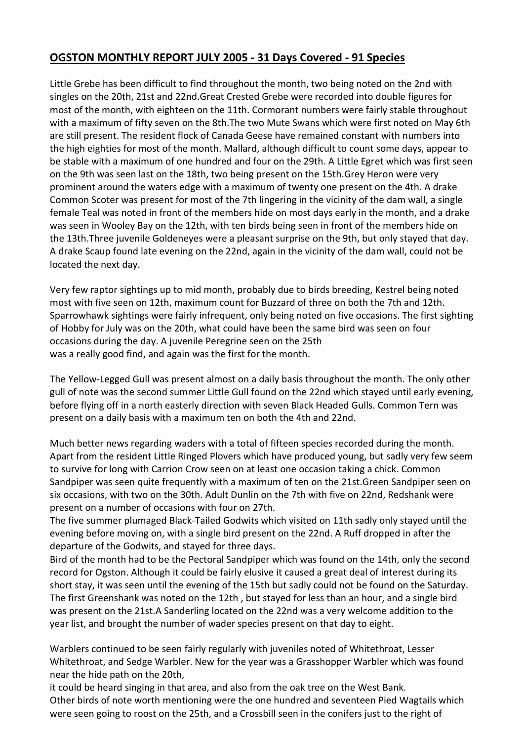## **OGSTON MONTHLY REPORT JULY 2005 - 31 Days Covered - 91 Species**

Little Grebe has been difficult to find throughout the month, two being noted on the 2nd with singles on the 20th, 21st and 22nd.Great Crested Grebe were recorded into double figures for most of the month, with eighteen on the 11th. Cormorant numbers were fairly stable throughout with a maximum of fifty seven on the 8th.The two Mute Swans which were first noted on May 6th are still present. The resident flock of Canada Geese have remained constant with numbers into the high eighties for most of the month. Mallard, although difficult to count some days, appear to be stable with a maximum of one hundred and four on the 29th. A Little Egret which was first seen on the 9th was seen last on the 18th, two being present on the 15th.Grey Heron were very prominent around the waters edge with a maximum of twenty one present on the 4th. A drake Common Scoter was present for most of the 7th lingering in the vicinity of the dam wall, a single female Teal was noted in front of the members hide on most days early in the month, and a drake was seen in Wooley Bay on the 12th, with ten birds being seen in front of the members hide on the 13th.Three juvenile Goldeneyes were a pleasant surprise on the 9th, but only stayed that day. A drake Scaup found late evening on the 22nd, again in the vicinity of the dam wall, could not be located the next day.

Very few raptor sightings up to mid month, probably due to birds breeding, Kestrel being noted most with five seen on 12th, maximum count for Buzzard of three on both the 7th and 12th. Sparrowhawk sightings were fairly infrequent, only being noted on five occasions. The first sighting of Hobby for July was on the 20th, what could have been the same bird was seen on four occasions during the day. A juvenile Peregrine seen on the 25th
was a really good find, and again was the first for the month.

The Yellow-Legged Gull was present almost on a daily basis throughout the month. The only other gull of note was the second summer Little Gull found on the 22nd which stayed until early evening, before flying off in a north easterly direction with seven Black Headed Gulls. Common Tern was present on a daily basis with a maximum ten on both the 4th and 22nd.

Much better news regarding waders with a total of fifteen species recorded during the month. Apart from the resident Little Ringed Plovers which have produced young, but sadly very few seem to survive for long with Carrion Crow seen on at least one occasion taking a chick. Common Sandpiper was seen quite frequently with a maximum of ten on the 21st.Green Sandpiper seen on six occasions, with two on the 30th. Adult Dunlin on the 7th with five on 22nd, Redshank were present on a number of occasions with four on 27th.
The five summer plumaged Black-Tailed Godwits which visited on 11th sadly only stayed until the evening before moving on, with a single bird present on the 22nd. A Ruff dropped in after the departure of the Godwits, and stayed for three days.
Bird of the month had to be the Pectoral Sandpiper which was found on the 14th, only the second record for Ogston. Although it could be fairly elusive it caused a great deal of interest during its short stay, it was seen until the evening of the 15th but sadly could not be found on the Saturday. The first Greenshank was noted on the 12th , but stayed for less than an hour, and a single bird was present on the 21st.A Sanderling located on the 22nd was a very welcome addition to the year list, and brought the number of wader species present on that day to eight.

Warblers continued to be seen fairly regularly with juveniles noted of Whitethroat, Lesser Whitethroat, and Sedge Warbler. New for the year was a Grasshopper Warbler which was found near the hide path on the 20th,
it could be heard singing in that area, and also from the oak tree on the West Bank.
Other birds of note worth mentioning were the one hundred and seventeen Pied Wagtails which were seen going to roost on the 25th, and a Crossbill seen in the conifers just to the right of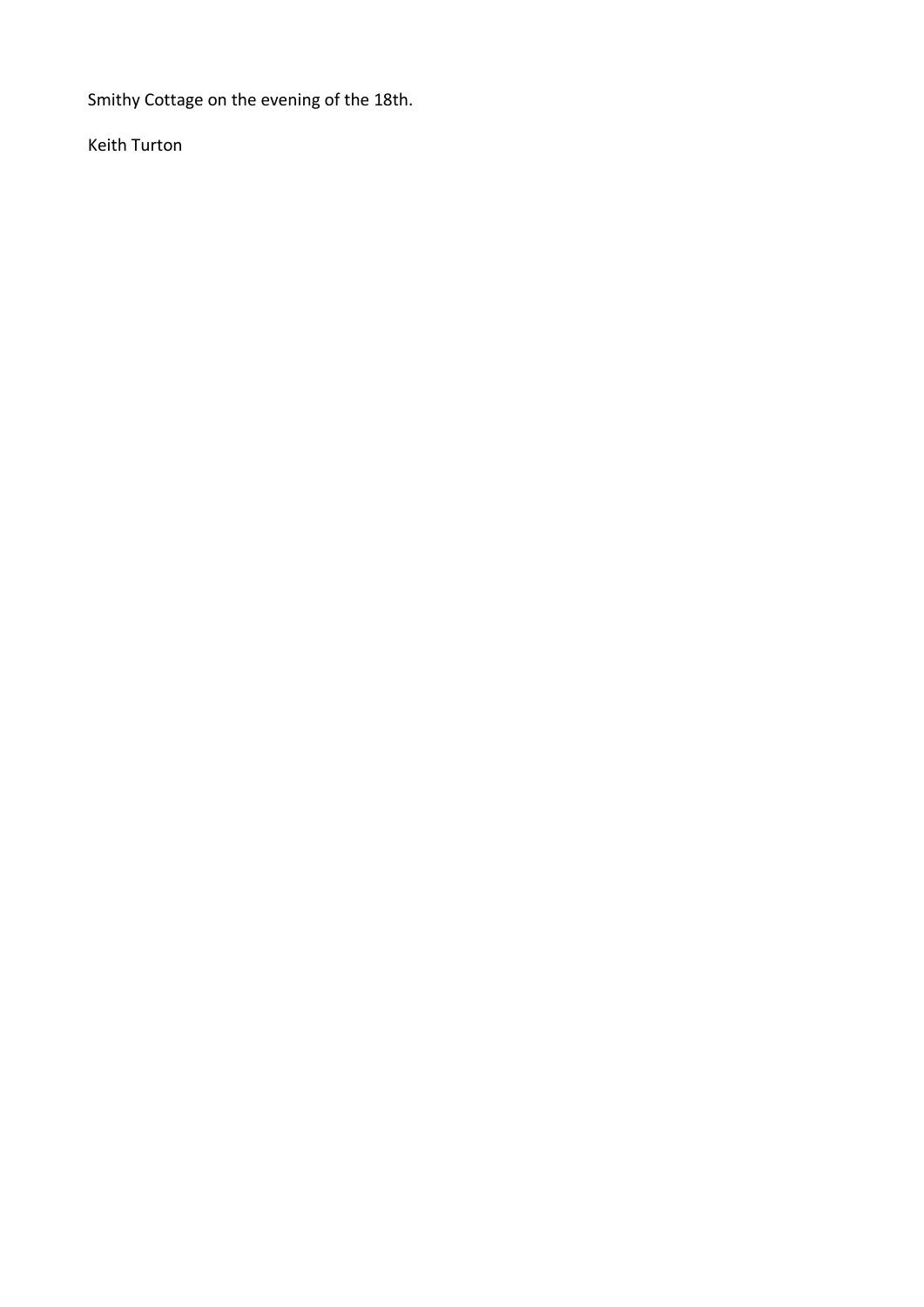Smithy Cottage on the evening of the 18th.

Keith Turton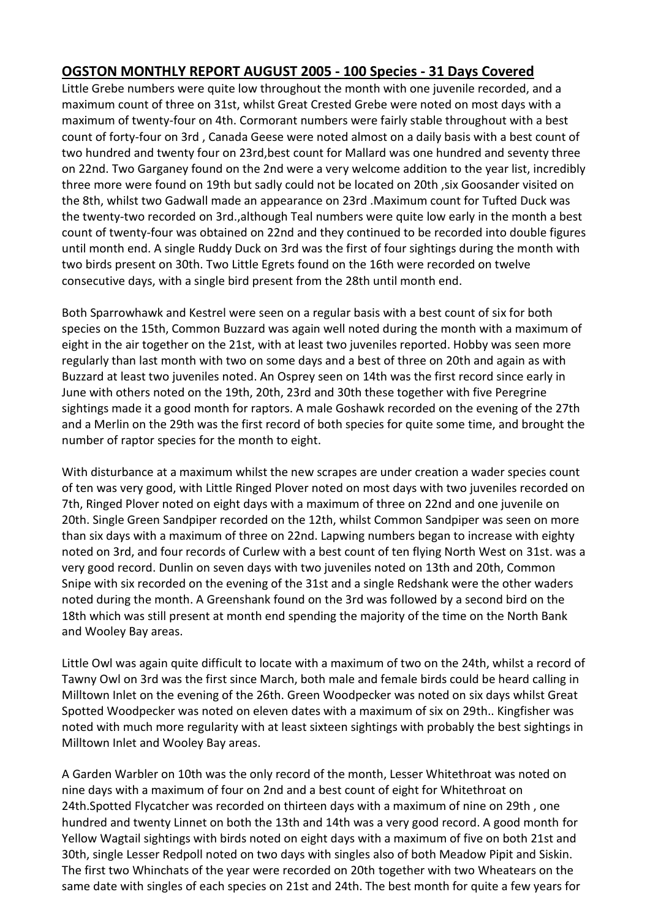**OGSTON MONTHLY REPORT AUGUST 2005 - 100 Species - 31 Days Covered**

Little Grebe numbers were quite low throughout the month with one juvenile recorded, and a maximum count of three on 31st, whilst Great Crested Grebe were noted on most days with a maximum of twenty-four on 4th. Cormorant numbers were fairly stable throughout with a best count of forty-four on 3rd , Canada Geese were noted almost on a daily basis with a best count of two hundred and twenty four on 23rd,best count for Mallard was one hundred and seventy three on 22nd. Two Garganey found on the 2nd were a very welcome addition to the year list, incredibly three more were found on 19th but sadly could not be located on 20th ,six Goosander visited on the 8th, whilst two Gadwall made an appearance on 23rd .Maximum count for Tufted Duck was the twenty-two recorded on 3rd.,although Teal numbers were quite low early in the month a best count of twenty-four was obtained on 22nd and they continued to be recorded into double figures until month end. A single Ruddy Duck on 3rd was the first of four sightings during the month with two birds present on 30th. Two Little Egrets found on the 16th were recorded on twelve consecutive days, with a single bird present from the 28th until month end.

Both Sparrowhawk and Kestrel were seen on a regular basis with a best count of six for both species on the 15th, Common Buzzard was again well noted during the month with a maximum of eight in the air together on the 21st, with at least two juveniles reported. Hobby was seen more regularly than last month with two on some days and a best of three on 20th and again as with Buzzard at least two juveniles noted. An Osprey seen on 14th was the first record since early in June with others noted on the 19th, 20th, 23rd and 30th these together with five Peregrine sightings made it a good month for raptors. A male Goshawk recorded on the evening of the 27th and a Merlin on the 29th was the first record of both species for quite some time, and brought the number of raptor species for the month to eight.

With disturbance at a maximum whilst the new scrapes are under creation a wader species count of ten was very good, with Little Ringed Plover noted on most days with two juveniles recorded on 7th, Ringed Plover noted on eight days with a maximum of three on 22nd and one juvenile on 20th. Single Green Sandpiper recorded on the 12th, whilst Common Sandpiper was seen on more than six days with a maximum of three on 22nd. Lapwing numbers began to increase with eighty noted on 3rd, and four records of Curlew with a best count of ten flying North West on 31st. was a very good record. Dunlin on seven days with two juveniles noted on 13th and 20th, Common Snipe with six recorded on the evening of the 31st and a single Redshank were the other waders noted during the month. A Greenshank found on the 3rd was followed by a second bird on the 18th which was still present at month end spending the majority of the time on the North Bank and Wooley Bay areas.

Little Owl was again quite difficult to locate with a maximum of two on the 24th, whilst a record of Tawny Owl on 3rd was the first since March, both male and female birds could be heard calling in Milltown Inlet on the evening of the 26th. Green Woodpecker was noted on six days whilst Great Spotted Woodpecker was noted on eleven dates with a maximum of six on 29th.. Kingfisher was noted with much more regularity with at least sixteen sightings with probably the best sightings in Milltown Inlet and Wooley Bay areas.

A Garden Warbler on 10th was the only record of the month, Lesser Whitethroat was noted on nine days with a maximum of four on 2nd and a best count of eight for Whitethroat on 24th.Spotted Flycatcher was recorded on thirteen days with a maximum of nine on 29th , one hundred and twenty Linnet on both the 13th and 14th was a very good record. A good month for Yellow Wagtail sightings with birds noted on eight days with a maximum of five on both 21st and 30th, single Lesser Redpoll noted on two days with singles also of both Meadow Pipit and Siskin. The first two Whinchats of the year were recorded on 20th together with two Wheatears on the same date with singles of each species on 21st and 24th. The best month for quite a few years for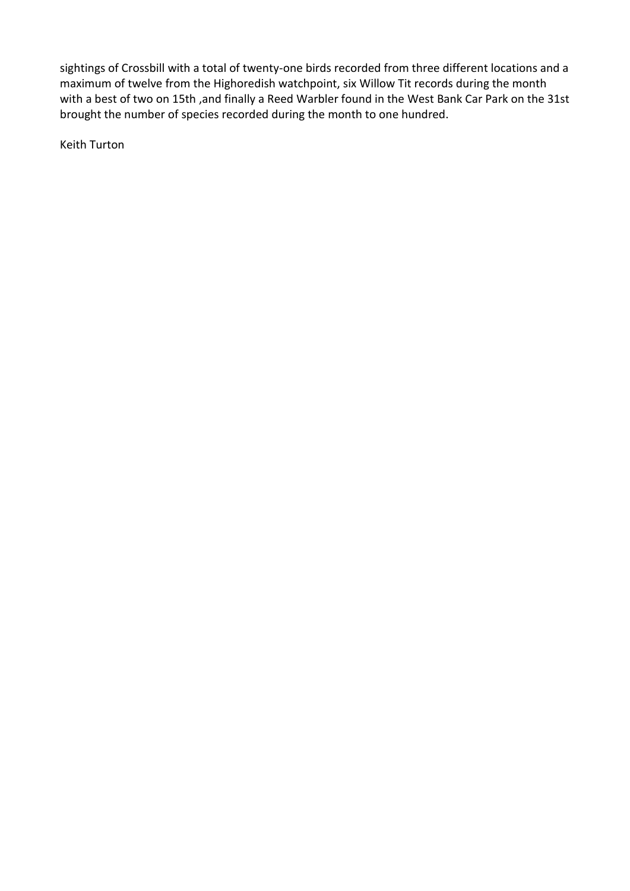sightings of Crossbill with a total of twenty-one birds recorded from three different locations and a maximum of twelve from the Highoredish watchpoint, six Willow Tit records during the month with a best of two on 15th ,and finally a Reed Warbler found in the West Bank Car Park on the 31st brought the number of species recorded during the month to one hundred.

Keith Turton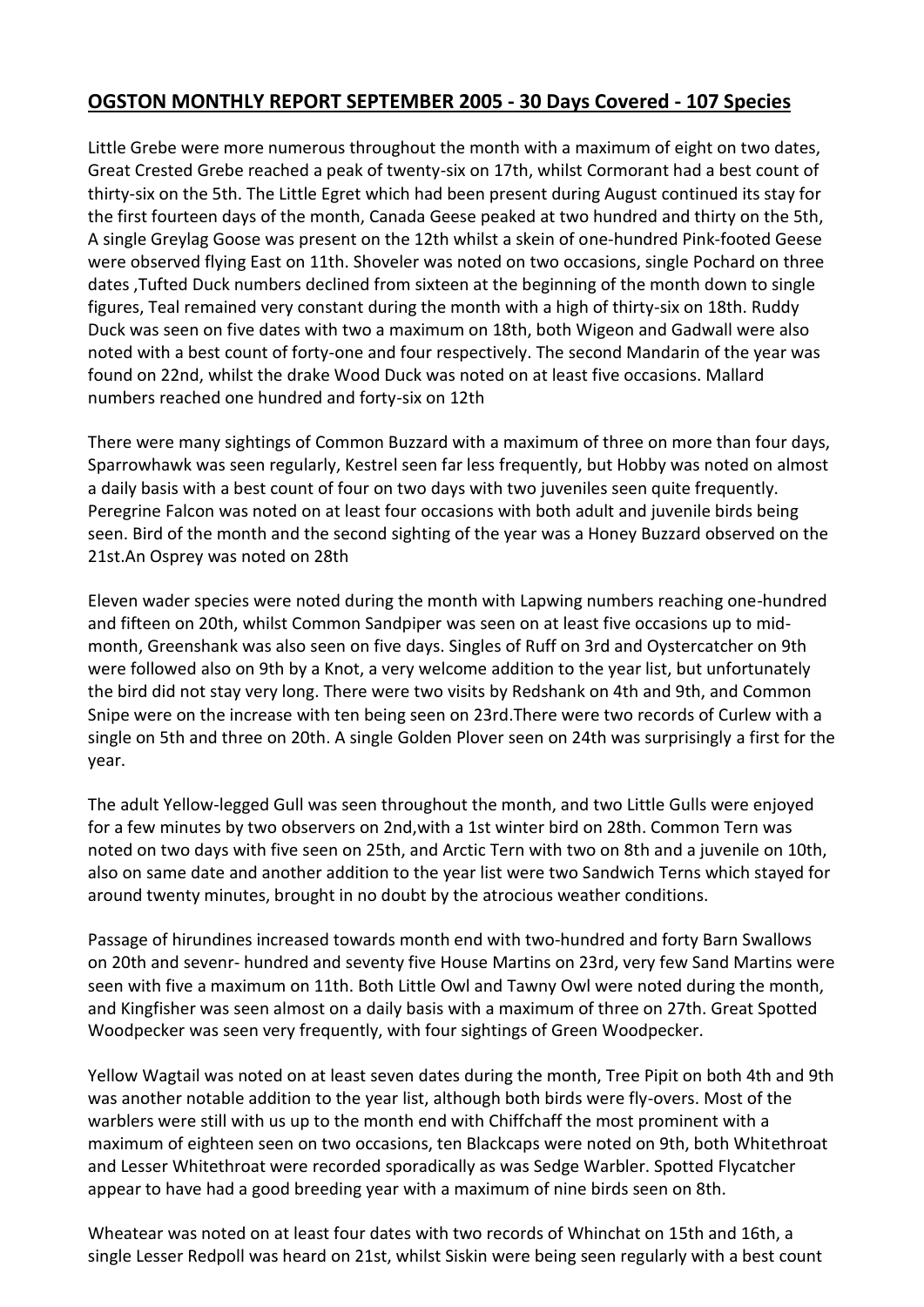## **OGSTON MONTHLY REPORT SEPTEMBER 2005 - 30 Days Covered - 107 Species**

Little Grebe were more numerous throughout the month with a maximum of eight on two dates, Great Crested Grebe reached a peak of twenty-six on 17th, whilst Cormorant had a best count of thirty-six on the 5th. The Little Egret which had been present during August continued its stay for the first fourteen days of the month, Canada Geese peaked at two hundred and thirty on the 5th, A single Greylag Goose was present on the 12th whilst a skein of one-hundred Pink-footed Geese were observed flying East on 11th. Shoveler was noted on two occasions, single Pochard on three dates ,Tufted Duck numbers declined from sixteen at the beginning of the month down to single figures, Teal remained very constant during the month with a high of thirty-six on 18th. Ruddy Duck was seen on five dates with two a maximum on 18th, both Wigeon and Gadwall were also noted with a best count of forty-one and four respectively. The second Mandarin of the year was found on 22nd, whilst the drake Wood Duck was noted on at least five occasions. Mallard numbers reached one hundred and forty-six on 12th

There were many sightings of Common Buzzard with a maximum of three on more than four days, Sparrowhawk was seen regularly, Kestrel seen far less frequently, but Hobby was noted on almost a daily basis with a best count of four on two days with two juveniles seen quite frequently. Peregrine Falcon was noted on at least four occasions with both adult and juvenile birds being seen. Bird of the month and the second sighting of the year was a Honey Buzzard observed on the 21st.An Osprey was noted on 28th

Eleven wader species were noted during the month with Lapwing numbers reaching one-hundred and fifteen on 20th, whilst Common Sandpiper was seen on at least five occasions up to mid-month, Greenshank was also seen on five days. Singles of Ruff on 3rd and Oystercatcher on 9th were followed also on 9th by a Knot, a very welcome addition to the year list, but unfortunately the bird did not stay very long. There were two visits by Redshank on 4th and 9th, and Common Snipe were on the increase with ten being seen on 23rd.There were two records of Curlew with a single on 5th and three on 20th. A single Golden Plover seen on 24th was surprisingly a first for the year.

The adult Yellow-legged Gull was seen throughout the month, and two Little Gulls were enjoyed for a few minutes by two observers on 2nd,with a 1st winter bird on 28th. Common Tern was noted on two days with five seen on 25th, and Arctic Tern with two on 8th and a juvenile on 10th, also on same date and another addition to the year list were two Sandwich Terns which stayed for around twenty minutes, brought in no doubt by the atrocious weather conditions.

Passage of hirundines increased towards month end with two-hundred and forty Barn Swallows on 20th and sevenr- hundred and seventy five House Martins on 23rd, very few Sand Martins were seen with five a maximum on 11th. Both Little Owl and Tawny Owl were noted during the month, and Kingfisher was seen almost on a daily basis with a maximum of three on 27th. Great Spotted Woodpecker was seen very frequently, with four sightings of Green Woodpecker.

Yellow Wagtail was noted on at least seven dates during the month, Tree Pipit on both 4th and 9th was another notable addition to the year list, although both birds were fly-overs. Most of the warblers were still with us up to the month end with Chiffchaff the most prominent with a maximum of eighteen seen on two occasions, ten Blackcaps were noted on 9th, both Whitethroat and Lesser Whitethroat were recorded sporadically as was Sedge Warbler. Spotted Flycatcher appear to have had a good breeding year with a maximum of nine birds seen on 8th.

Wheatear was noted on at least four dates with two records of Whinchat on 15th and 16th, a single Lesser Redpoll was heard on 21st, whilst Siskin were being seen regularly with a best count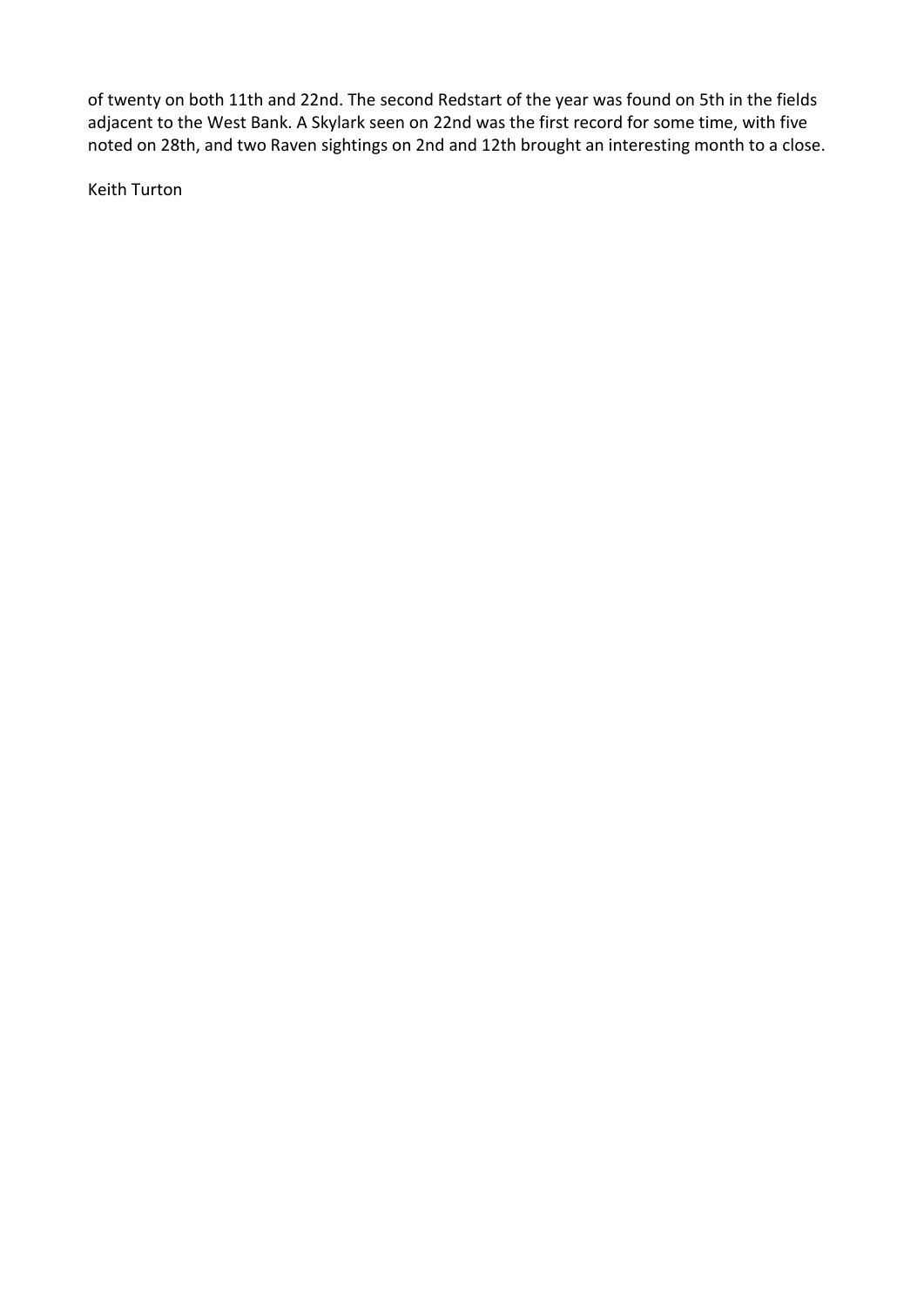of twenty on both 11th and 22nd. The second Redstart of the year was found on 5th in the fields adjacent to the West Bank. A Skylark seen on 22nd was the first record for some time, with five noted on 28th, and two Raven sightings on 2nd and 12th brought an interesting month to a close.

Keith Turton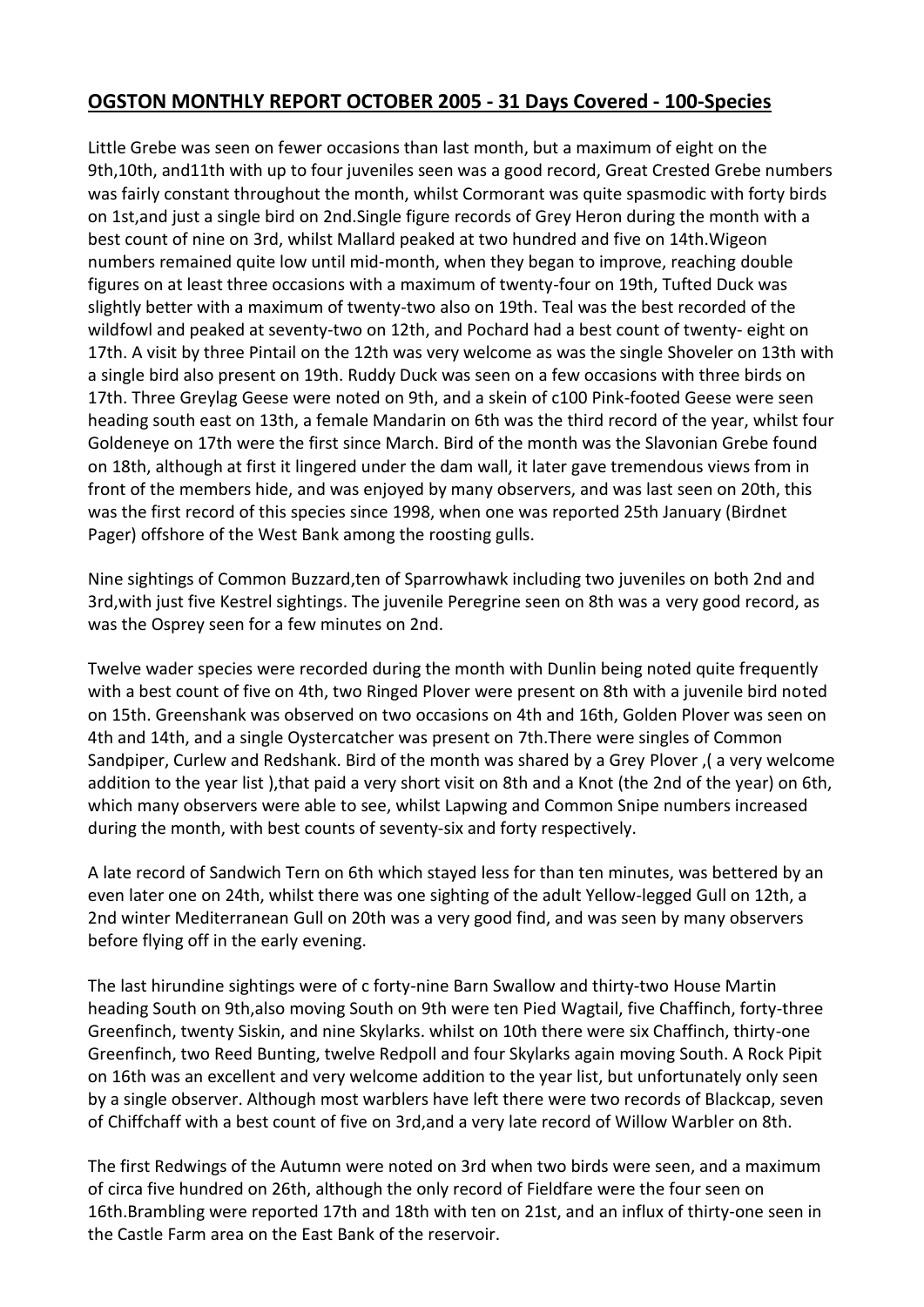## **OGSTON MONTHLY REPORT OCTOBER 2005 - 31 Days Covered - 100-Species**

Little Grebe was seen on fewer occasions than last month, but a maximum of eight on the 9th,10th, and11th with up to four juveniles seen was a good record, Great Crested Grebe numbers was fairly constant throughout the month, whilst Cormorant was quite spasmodic with forty birds on 1st,and just a single bird on 2nd.Single figure records of Grey Heron during the month with a best count of nine on 3rd, whilst Mallard peaked at two hundred and five on 14th.Wigeon numbers remained quite low until mid-month, when they began to improve, reaching double figures on at least three occasions with a maximum of twenty-four on 19th, Tufted Duck was slightly better with a maximum of twenty-two also on 19th. Teal was the best recorded of the wildfowl and peaked at seventy-two on 12th, and Pochard had a best count of twenty- eight on 17th. A visit by three Pintail on the 12th was very welcome as was the single Shoveler on 13th with a single bird also present on 19th. Ruddy Duck was seen on a few occasions with three birds on 17th. Three Greylag Geese were noted on 9th, and a skein of c100 Pink-footed Geese were seen heading south east on 13th, a female Mandarin on 6th was the third record of the year, whilst four Goldeneye on 17th were the first since March. Bird of the month was the Slavonian Grebe found on 18th, although at first it lingered under the dam wall, it later gave tremendous views from in front of the members hide, and was enjoyed by many observers, and was last seen on 20th, this was the first record of this species since 1998, when one was reported 25th January (Birdnet Pager) offshore of the West Bank among the roosting gulls.

Nine sightings of Common Buzzard,ten of Sparrowhawk including two juveniles on both 2nd and 3rd,with just five Kestrel sightings. The juvenile Peregrine seen on 8th was a very good record, as was the Osprey seen for a few minutes on 2nd.

Twelve wader species were recorded during the month with Dunlin being noted quite frequently with a best count of five on 4th, two Ringed Plover were present on 8th with a juvenile bird noted on 15th. Greenshank was observed on two occasions on 4th and 16th, Golden Plover was seen on 4th and 14th, and a single Oystercatcher was present on 7th.There were singles of Common Sandpiper, Curlew and Redshank. Bird of the month was shared by a Grey Plover ,( a very welcome addition to the year list ),that paid a very short visit on 8th and a Knot (the 2nd of the year) on 6th, which many observers were able to see, whilst Lapwing and Common Snipe numbers increased during the month, with best counts of seventy-six and forty respectively.

A late record of Sandwich Tern on 6th which stayed less for than ten minutes, was bettered by an even later one on 24th, whilst there was one sighting of the adult Yellow-legged Gull on 12th, a 2nd winter Mediterranean Gull on 20th was a very good find, and was seen by many observers before flying off in the early evening.

The last hirundine sightings were of c forty-nine Barn Swallow and thirty-two House Martin heading South on 9th,also moving South on 9th were ten Pied Wagtail, five Chaffinch, forty-three Greenfinch, twenty Siskin, and nine Skylarks. whilst on 10th there were six Chaffinch, thirty-one Greenfinch, two Reed Bunting, twelve Redpoll and four Skylarks again moving South. A Rock Pipit on 16th was an excellent and very welcome addition to the year list, but unfortunately only seen by a single observer. Although most warblers have left there were two records of Blackcap, seven of Chiffchaff with a best count of five on 3rd,and a very late record of Willow Warbler on 8th.

The first Redwings of the Autumn were noted on 3rd when two birds were seen, and a maximum of circa five hundred on 26th, although the only record of Fieldfare were the four seen on 16th.Brambling were reported 17th and 18th with ten on 21st, and an influx of thirty-one seen in the Castle Farm area on the East Bank of the reservoir.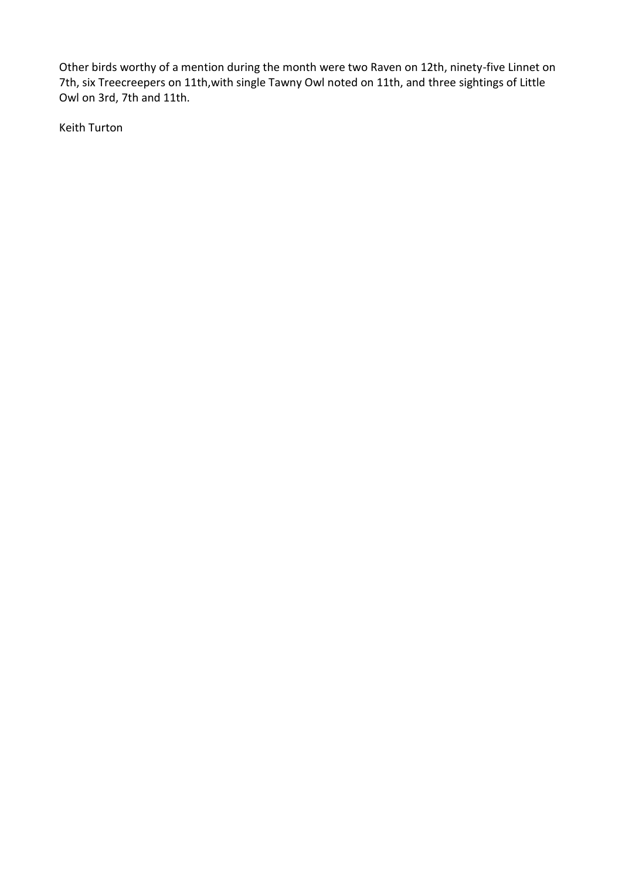Other birds worthy of a mention during the month were two Raven on 12th, ninety-five Linnet on 7th, six Treecreepers on 11th,with single Tawny Owl noted on 11th, and three sightings of Little Owl on 3rd, 7th and 11th.

Keith Turton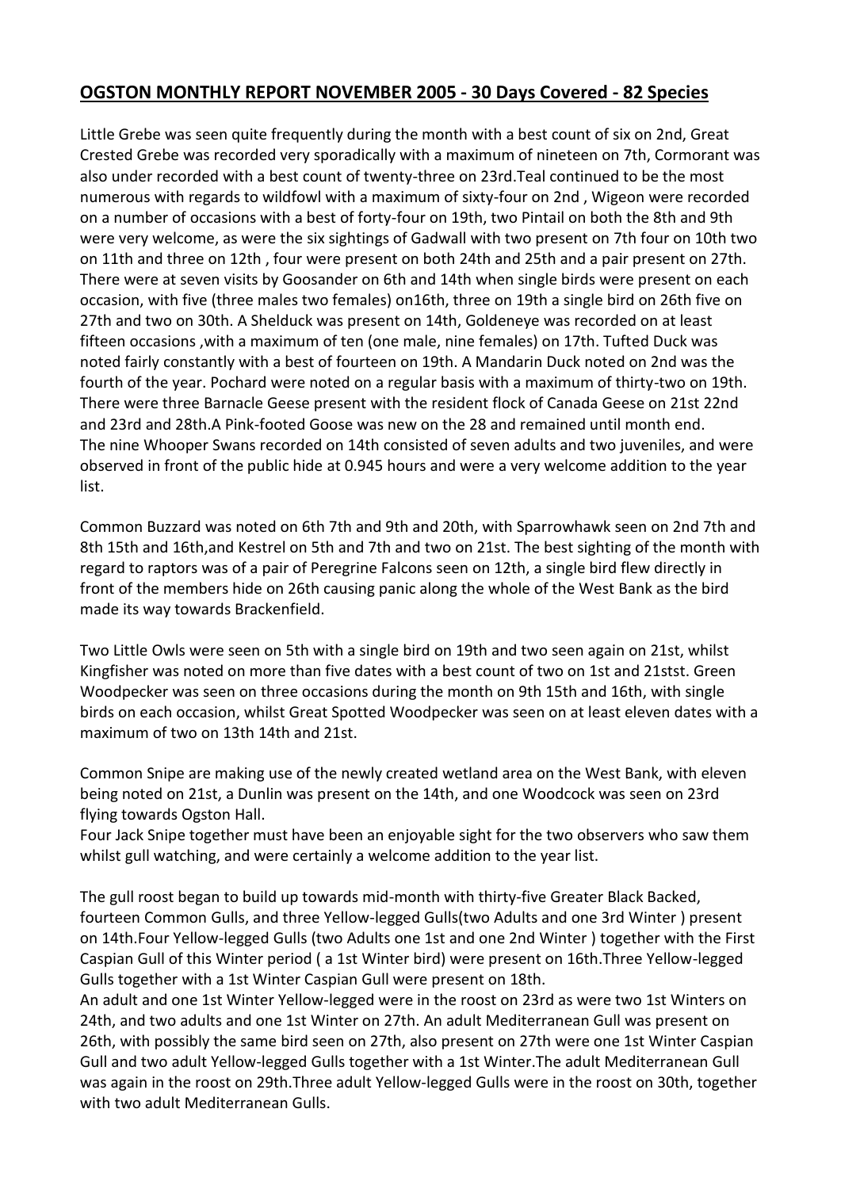## OGSTON MONTHLY REPORT NOVEMBER 2005 - 30 Days Covered - 82 Species

Little Grebe was seen quite frequently during the month with a best count of six on 2nd, Great Crested Grebe was recorded very sporadically with a maximum of nineteen on 7th, Cormorant was also under recorded with a best count of twenty-three on 23rd.Teal continued to be the most numerous with regards to wildfowl with a maximum of sixty-four on 2nd , Wigeon were recorded on a number of occasions with a best of forty-four on 19th, two Pintail on both the 8th and 9th were very welcome, as were the six sightings of Gadwall with two present on 7th four on 10th two on 11th and three on 12th , four were present on both 24th and 25th and a pair present on 27th. There were at seven visits by Goosander on 6th and 14th when single birds were present on each occasion, with five (three males two females) on16th, three on 19th a single bird on 26th five on 27th and two on 30th. A Shelduck was present on 14th, Goldeneye was recorded on at least fifteen occasions ,with a maximum of ten (one male, nine females) on 17th. Tufted Duck was noted fairly constantly with a best of fourteen on 19th. A Mandarin Duck noted on 2nd was the fourth of the year. Pochard were noted on a regular basis with a maximum of thirty-two on 19th. There were three Barnacle Geese present with the resident flock of Canada Geese on 21st 22nd and 23rd and 28th.A Pink-footed Goose was new on the 28 and remained until month end. The nine Whooper Swans recorded on 14th consisted of seven adults and two juveniles, and were observed in front of the public hide at 0.945 hours and were a very welcome addition to the year list.

Common Buzzard was noted on 6th 7th and 9th and 20th, with Sparrowhawk seen on 2nd 7th and 8th 15th and 16th,and Kestrel on 5th and 7th and two on 21st. The best sighting of the month with regard to raptors was of a pair of Peregrine Falcons seen on 12th, a single bird flew directly in front of the members hide on 26th causing panic along the whole of the West Bank as the bird made its way towards Brackenfield.

Two Little Owls were seen on 5th with a single bird on 19th and two seen again on 21st, whilst Kingfisher was noted on more than five dates with a best count of two on 1st and 21stst. Green Woodpecker was seen on three occasions during the month on 9th 15th and 16th, with single birds on each occasion, whilst Great Spotted Woodpecker was seen on at least eleven dates with a maximum of two on 13th 14th and 21st.

Common Snipe are making use of the newly created wetland area on the West Bank, with eleven being noted on 21st, a Dunlin was present on the 14th, and one Woodcock was seen on 23rd flying towards Ogston Hall.
Four Jack Snipe together must have been an enjoyable sight for the two observers who saw them whilst gull watching, and were certainly a welcome addition to the year list.

The gull roost began to build up towards mid-month with thirty-five Greater Black Backed, fourteen Common Gulls, and three Yellow-legged Gulls(two Adults and one 3rd Winter ) present on 14th.Four Yellow-legged Gulls (two Adults one 1st and one 2nd Winter ) together with the First Caspian Gull of this Winter period ( a 1st Winter bird) were present on 16th.Three Yellow-legged Gulls together with a 1st Winter Caspian Gull were present on 18th.
An adult and one 1st Winter Yellow-legged were in the roost on 23rd as were two 1st Winters on 24th, and two adults and one 1st Winter on 27th. An adult Mediterranean Gull was present on 26th, with possibly the same bird seen on 27th, also present on 27th were one 1st Winter Caspian Gull and two adult Yellow-legged Gulls together with a 1st Winter.The adult Mediterranean Gull was again in the roost on 29th.Three adult Yellow-legged Gulls were in the roost on 30th, together with two adult Mediterranean Gulls.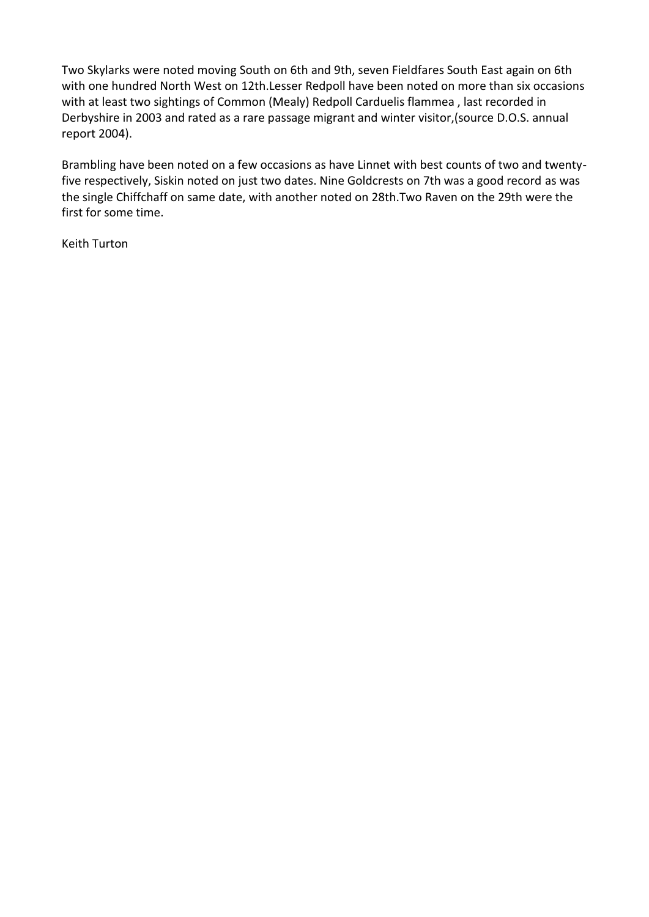Two Skylarks were noted moving South on 6th and 9th, seven Fieldfares South East again on 6th with one hundred North West on 12th.Lesser Redpoll have been noted on more than six occasions with at least two sightings of Common (Mealy) Redpoll Carduelis flammea , last recorded in Derbyshire in 2003 and rated as a rare passage migrant and winter visitor,(source D.O.S. annual report 2004).

Brambling have been noted on a few occasions as have Linnet with best counts of two and twenty-five respectively, Siskin noted on just two dates. Nine Goldcrests on 7th was a good record as was the single Chiffchaff on same date, with another noted on 28th.Two Raven on the 29th were the first for some time.

Keith Turton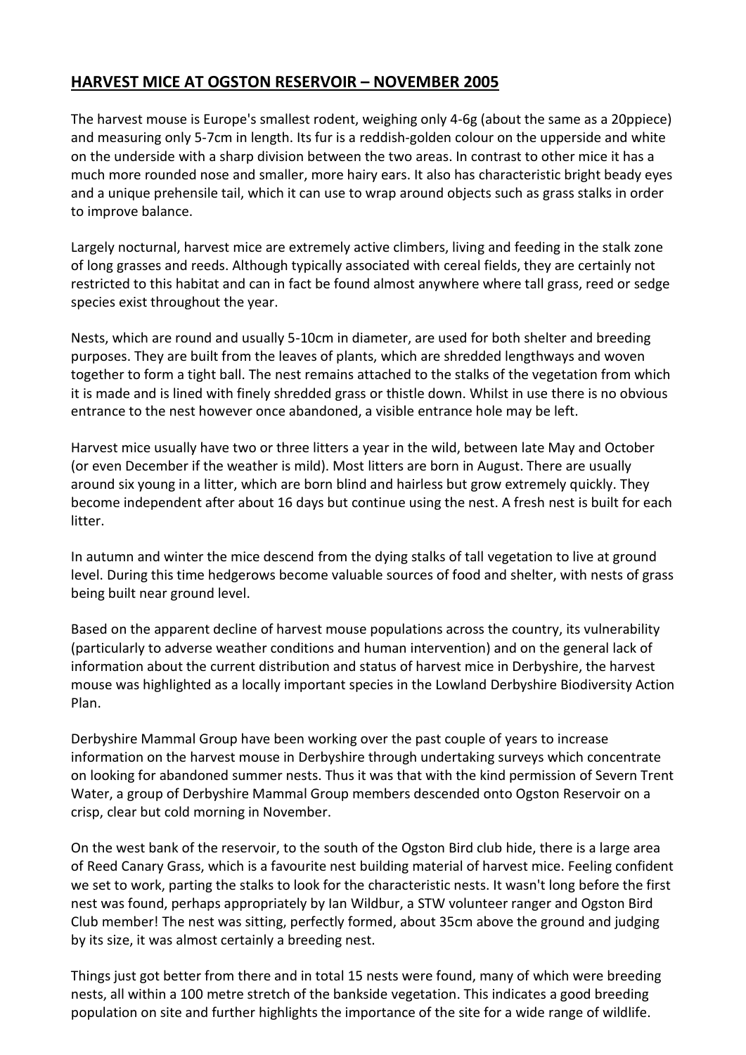## HARVEST MICE AT OGSTON RESERVOIR – NOVEMBER 2005

The harvest mouse is Europe's smallest rodent, weighing only 4-6g (about the same as a 20ppiece) and measuring only 5-7cm in length. Its fur is a reddish-golden colour on the upperside and white on the underside with a sharp division between the two areas. In contrast to other mice it has a much more rounded nose and smaller, more hairy ears. It also has characteristic bright beady eyes and a unique prehensile tail, which it can use to wrap around objects such as grass stalks in order to improve balance.

Largely nocturnal, harvest mice are extremely active climbers, living and feeding in the stalk zone of long grasses and reeds. Although typically associated with cereal fields, they are certainly not restricted to this habitat and can in fact be found almost anywhere where tall grass, reed or sedge species exist throughout the year.

Nests, which are round and usually 5-10cm in diameter, are used for both shelter and breeding purposes. They are built from the leaves of plants, which are shredded lengthways and woven together to form a tight ball. The nest remains attached to the stalks of the vegetation from which it is made and is lined with finely shredded grass or thistle down. Whilst in use there is no obvious entrance to the nest however once abandoned, a visible entrance hole may be left.

Harvest mice usually have two or three litters a year in the wild, between late May and October (or even December if the weather is mild). Most litters are born in August. There are usually around six young in a litter, which are born blind and hairless but grow extremely quickly. They become independent after about 16 days but continue using the nest. A fresh nest is built for each litter.

In autumn and winter the mice descend from the dying stalks of tall vegetation to live at ground level. During this time hedgerows become valuable sources of food and shelter, with nests of grass being built near ground level.

Based on the apparent decline of harvest mouse populations across the country, its vulnerability (particularly to adverse weather conditions and human intervention) and on the general lack of information about the current distribution and status of harvest mice in Derbyshire, the harvest mouse was highlighted as a locally important species in the Lowland Derbyshire Biodiversity Action Plan.

Derbyshire Mammal Group have been working over the past couple of years to increase information on the harvest mouse in Derbyshire through undertaking surveys which concentrate on looking for abandoned summer nests. Thus it was that with the kind permission of Severn Trent Water, a group of Derbyshire Mammal Group members descended onto Ogston Reservoir on a crisp, clear but cold morning in November.

On the west bank of the reservoir, to the south of the Ogston Bird club hide, there is a large area of Reed Canary Grass, which is a favourite nest building material of harvest mice. Feeling confident we set to work, parting the stalks to look for the characteristic nests. It wasn't long before the first nest was found, perhaps appropriately by Ian Wildbur, a STW volunteer ranger and Ogston Bird Club member! The nest was sitting, perfectly formed, about 35cm above the ground and judging by its size, it was almost certainly a breeding nest.

Things just got better from there and in total 15 nests were found, many of which were breeding nests, all within a 100 metre stretch of the bankside vegetation. This indicates a good breeding population on site and further highlights the importance of the site for a wide range of wildlife.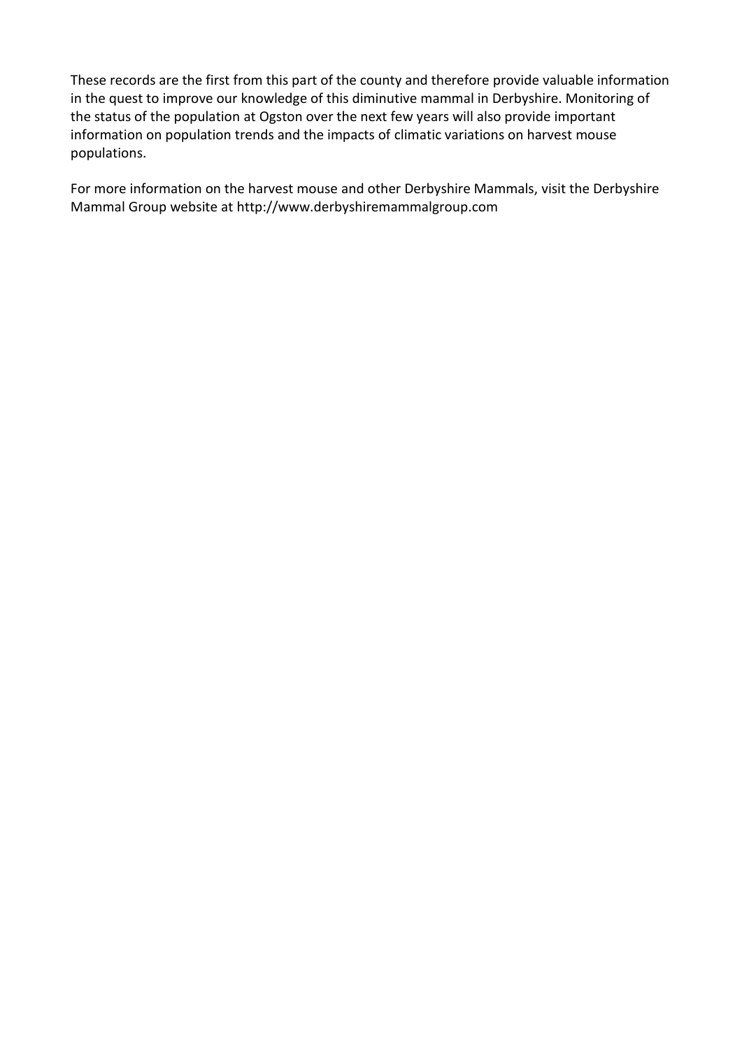These records are the first from this part of the county and therefore provide valuable information in the quest to improve our knowledge of this diminutive mammal in Derbyshire. Monitoring of the status of the population at Ogston over the next few years will also provide important information on population trends and the impacts of climatic variations on harvest mouse populations.

For more information on the harvest mouse and other Derbyshire Mammals, visit the Derbyshire Mammal Group website at http://www.derbyshiremammalgroup.com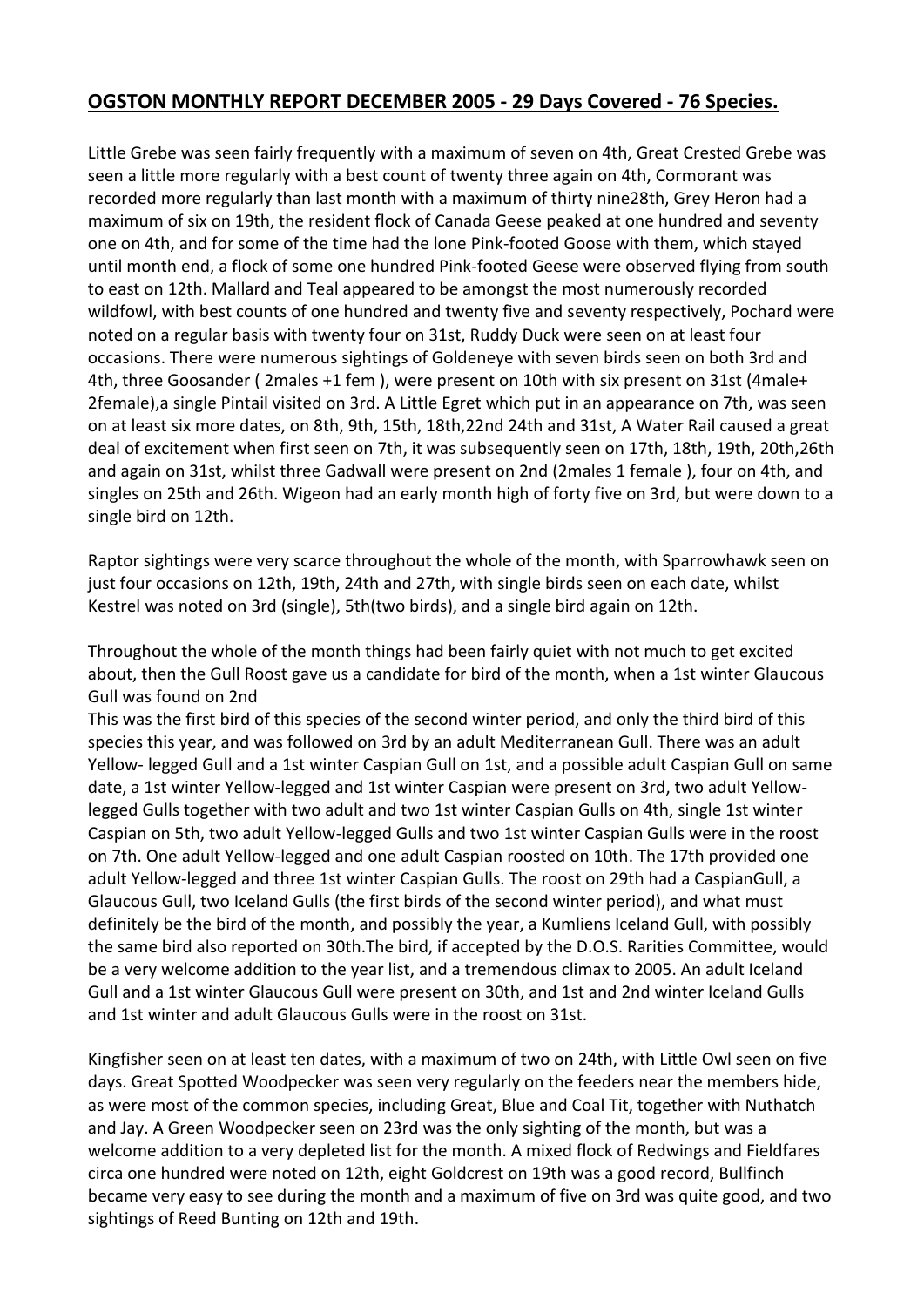## OGSTON MONTHLY REPORT DECEMBER 2005 - 29 Days Covered - 76 Species.

Little Grebe was seen fairly frequently with a maximum of seven on 4th, Great Crested Grebe was seen a little more regularly with a best count of twenty three again on 4th, Cormorant was recorded more regularly than last month with a maximum of thirty nine28th, Grey Heron had a maximum of six on 19th, the resident flock of Canada Geese peaked at one hundred and seventy one on 4th, and for some of the time had the lone Pink-footed Goose with them, which stayed until month end, a flock of some one hundred Pink-footed Geese were observed flying from south to east on 12th. Mallard and Teal appeared to be amongst the most numerously recorded wildfowl, with best counts of one hundred and twenty five and seventy respectively, Pochard were noted on a regular basis with twenty four on 31st, Ruddy Duck were seen on at least four occasions. There were numerous sightings of Goldeneye with seven birds seen on both 3rd and 4th, three Goosander ( 2males +1 fem ), were present on 10th with six present on 31st (4male+ 2female),a single Pintail visited on 3rd. A Little Egret which put in an appearance on 7th, was seen on at least six more dates, on 8th, 9th, 15th, 18th,22nd 24th and 31st, A Water Rail caused a great deal of excitement when first seen on 7th, it was subsequently seen on 17th, 18th, 19th, 20th,26th and again on 31st, whilst three Gadwall were present on 2nd (2males 1 female ), four on 4th, and singles on 25th and 26th. Wigeon had an early month high of forty five on 3rd, but were down to a single bird on 12th.

Raptor sightings were very scarce throughout the whole of the month, with Sparrowhawk seen on just four occasions on 12th, 19th, 24th and 27th, with single birds seen on each date, whilst Kestrel was noted on 3rd (single), 5th(two birds), and a single bird again on 12th.

Throughout the whole of the month things had been fairly quiet with not much to get excited about, then the Gull Roost gave us a candidate for bird of the month, when a 1st winter Glaucous Gull was found on 2nd
This was the first bird of this species of the second winter period, and only the third bird of this species this year, and was followed on 3rd by an adult Mediterranean Gull. There was an adult Yellow- legged Gull and a 1st winter Caspian Gull on 1st, and a possible adult Caspian Gull on same date, a 1st winter Yellow-legged and 1st winter Caspian were present on 3rd, two adult Yellow-legged Gulls together with two adult and two 1st winter Caspian Gulls on 4th, single 1st winter Caspian on 5th, two adult Yellow-legged Gulls and two 1st winter Caspian Gulls were in the roost on 7th. One adult Yellow-legged and one adult Caspian roosted on 10th. The 17th provided one adult Yellow-legged and three 1st winter Caspian Gulls. The roost on 29th had a CaspianGull, a Glaucous Gull, two Iceland Gulls (the first birds of the second winter period), and what must definitely be the bird of the month, and possibly the year, a Kumliens Iceland Gull, with possibly the same bird also reported on 30th.The bird, if accepted by the D.O.S. Rarities Committee, would be a very welcome addition to the year list, and a tremendous climax to 2005. An adult Iceland Gull and a 1st winter Glaucous Gull were present on 30th, and 1st and 2nd winter Iceland Gulls and 1st winter and adult Glaucous Gulls were in the roost on 31st.

Kingfisher seen on at least ten dates, with a maximum of two on 24th, with Little Owl seen on five days. Great Spotted Woodpecker was seen very regularly on the feeders near the members hide, as were most of the common species, including Great, Blue and Coal Tit, together with Nuthatch and Jay. A Green Woodpecker seen on 23rd was the only sighting of the month, but was a welcome addition to a very depleted list for the month. A mixed flock of Redwings and Fieldfares circa one hundred were noted on 12th, eight Goldcrest on 19th was a good record, Bullfinch became very easy to see during the month and a maximum of five on 3rd was quite good, and two sightings of Reed Bunting on 12th and 19th.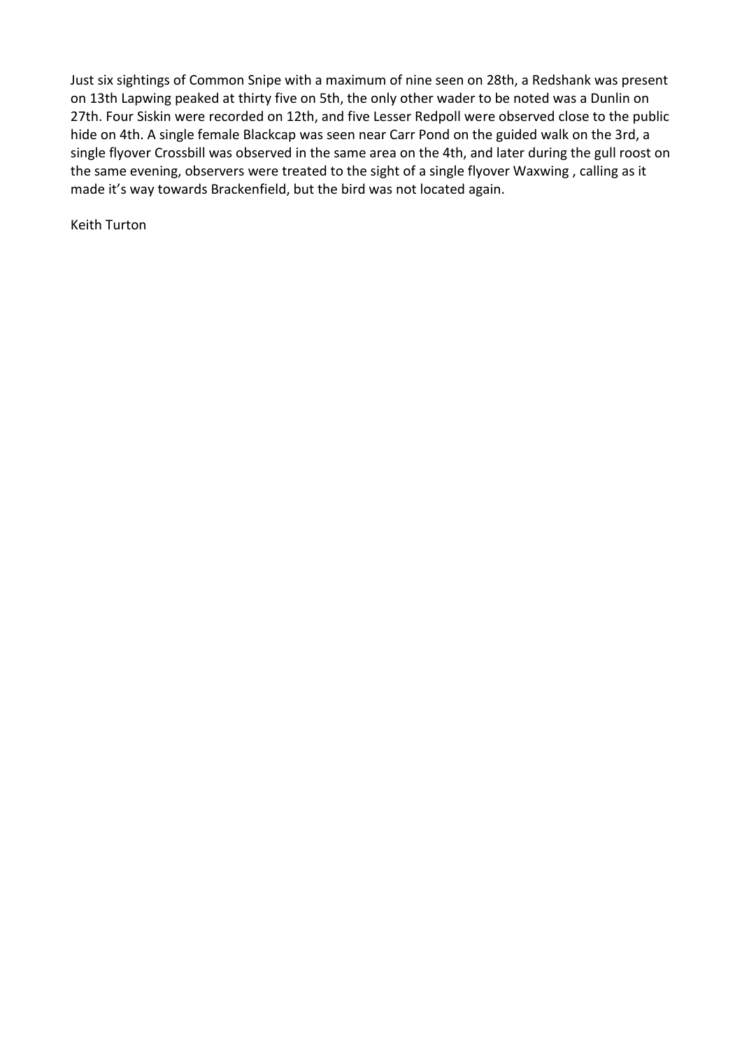Just six sightings of Common Snipe with a maximum of nine seen on 28th, a Redshank was present on 13th Lapwing peaked at thirty five on 5th, the only other wader to be noted was a Dunlin on 27th. Four Siskin were recorded on 12th, and five Lesser Redpoll were observed close to the public hide on 4th. A single female Blackcap was seen near Carr Pond on the guided walk on the 3rd, a single flyover Crossbill was observed in the same area on the 4th, and later during the gull roost on the same evening, observers were treated to the sight of a single flyover Waxwing , calling as it made it's way towards Brackenfield, but the bird was not located again.

Keith Turton